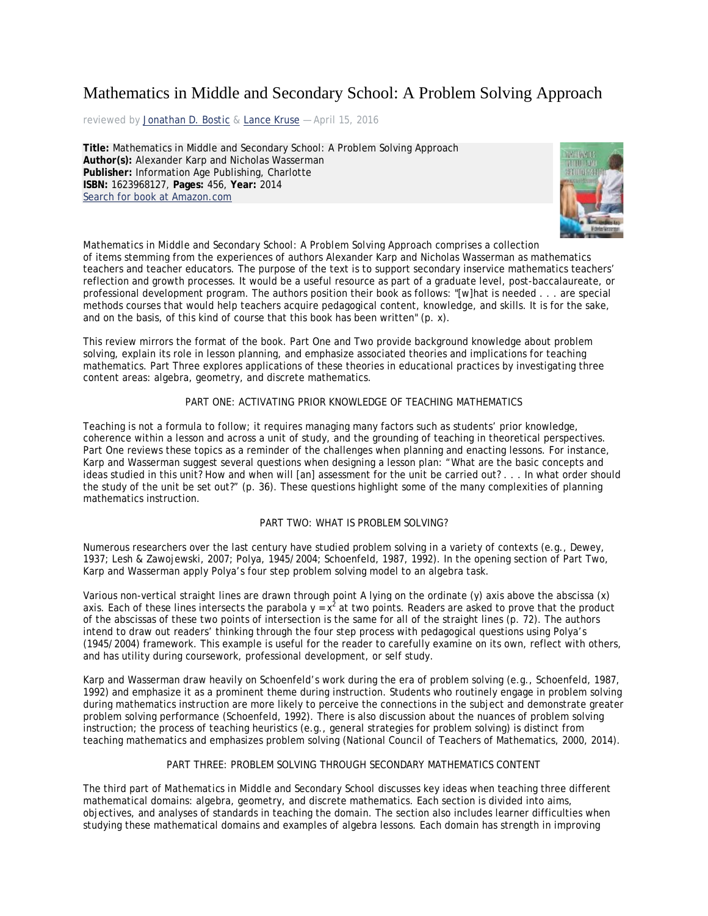# Mathematics in Middle and Secondary School: A Problem Solving Approach

reviewed by Jonathan D. Bostic & Lance Kruse — April 15, 2016

**Title:** Mathematics in Middle and Secondary School: A Problem Solving Approach
**Author(s):** Alexander Karp and Nicholas Wasserman
**Publisher:** Information Age Publishing, Charlotte
**ISBN:** 1623968127, **Pages:** 456, **Year:** 2014
Search for book at Amazon.com

Mathematics in Middle and Secondary School: A Problem Solving Approach comprises a collection of items stemming from the experiences of authors Alexander Karp and Nicholas Wasserman as mathematics teachers and teacher educators. The purpose of the text is to support secondary inservice mathematics teachers' reflection and growth processes. It would be a useful resource as part of a graduate level, post-baccalaureate, or professional development program. The authors position their book as follows: "[w]hat is needed . . . are special methods courses that would help teachers acquire pedagogical content, knowledge, and skills. It is for the sake, and on the basis, of this kind of course that this book has been written" (p. x).

This review mirrors the format of the book. Part One and Two provide background knowledge about problem solving, explain its role in lesson planning, and emphasize associated theories and implications for teaching mathematics. Part Three explores applications of these theories in educational practices by investigating three content areas: algebra, geometry, and discrete mathematics.

## PART ONE: ACTIVATING PRIOR KNOWLEDGE OF TEACHING MATHEMATICS

Teaching is not a formula to follow; it requires managing many factors such as students' prior knowledge, coherence within a lesson and across a unit of study, and the grounding of teaching in theoretical perspectives. Part One reviews these topics as a reminder of the challenges when planning and enacting lessons. For instance, Karp and Wasserman suggest several questions when designing a lesson plan: "What are the basic concepts and ideas studied in this unit? How and when will [an] assessment for the unit be carried out? . . . In what order should the study of the unit be set out?" (p. 36). These questions highlight some of the many complexities of planning mathematics instruction.

## PART TWO: WHAT IS PROBLEM SOLVING?

Numerous researchers over the last century have studied problem solving in a variety of contexts (e.g., Dewey, 1937; Lesh & Zawojewski, 2007; Polya, 1945/2004; Schoenfeld, 1987, 1992). In the opening section of Part Two, Karp and Wasserman apply Polya's four step problem solving model to an algebra task.

Various non-vertical straight lines are drawn through point A lying on the ordinate (y) axis above the abscissa (x) axis. Each of these lines intersects the parabola $y = x^2$ at two points. Readers are asked to prove that the product of the abscissas of these two points of intersection is the same for all of the straight lines (p. 72). The authors intend to draw out readers' thinking through the four step process with pedagogical questions using Polya's (1945/2004) framework. This example is useful for the reader to carefully examine on its own, reflect with others, and has utility during coursework, professional development, or self study.

Karp and Wasserman draw heavily on Schoenfeld's work during the era of problem solving (e.g., Schoenfeld, 1987, 1992) and emphasize it as a prominent theme during instruction. Students who routinely engage in problem solving during mathematics instruction are more likely to perceive the connections in the subject and demonstrate greater problem solving performance (Schoenfeld, 1992). There is also discussion about the nuances of problem solving instruction; the process of teaching heuristics (e.g., general strategies for problem solving) is distinct from teaching mathematics and emphasizes problem solving (National Council of Teachers of Mathematics, 2000, 2014).

## PART THREE: PROBLEM SOLVING THROUGH SECONDARY MATHEMATICS CONTENT

The third part of *Mathematics in Middle and Secondary School* discusses key ideas when teaching three different mathematical domains: algebra, geometry, and discrete mathematics. Each section is divided into aims, objectives, and analyses of standards in teaching the domain. The section also includes learner difficulties when studying these mathematical domains and examples of algebra lessons. Each domain has strength in improving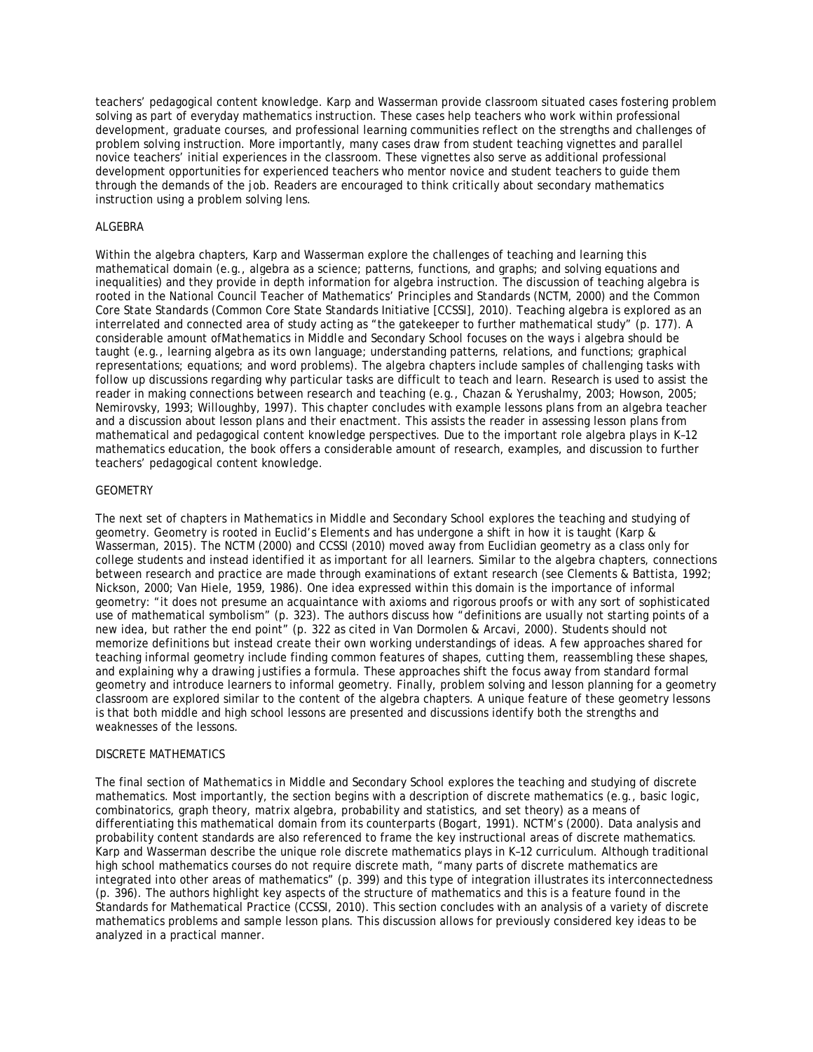teachers' pedagogical content knowledge. Karp and Wasserman provide classroom situated cases fostering problem solving as part of everyday mathematics instruction. These cases help teachers who work within professional development, graduate courses, and professional learning communities reflect on the strengths and challenges of problem solving instruction. More importantly, many cases draw from student teaching vignettes and parallel novice teachers' initial experiences in the classroom. These vignettes also serve as additional professional development opportunities for experienced teachers who mentor novice and student teachers to guide them through the demands of the job. Readers are encouraged to think critically about secondary mathematics instruction using a problem solving lens.

## ALGEBRA

Within the algebra chapters, Karp and Wasserman explore the challenges of teaching and learning this mathematical domain (e.g., algebra as a science; patterns, functions, and graphs; and solving equations and inequalities) and they provide in depth information for algebra instruction. The discussion of teaching algebra is rooted in the National Council Teacher of Mathematics' *Principles and Standards* (NCTM, 2000) and the Common Core State Standards (Common Core State Standards Initiative [CCSSI], 2010). Teaching algebra is explored as an interrelated and connected area of study acting as "the gatekeeper to further mathematical study" (p. 177). A considerable amount of*Mathematics in Middle and Secondary School* focuses on the ways i algebra should be taught (e.g., learning algebra as its own language; understanding patterns, relations, and functions; graphical representations; equations; and word problems). The algebra chapters include samples of challenging tasks with follow up discussions regarding why particular tasks are difficult to teach and learn. Research is used to assist the reader in making connections between research and teaching (e.g., Chazan & Yerushalmy, 2003; Howson, 2005; Nemirovsky, 1993; Willoughby, 1997). This chapter concludes with example lessons plans from an algebra teacher and a discussion about lesson plans and their enactment. This assists the reader in assessing lesson plans from mathematical and pedagogical content knowledge perspectives. Due to the important role algebra plays in K–12 mathematics education, the book offers a considerable amount of research, examples, and discussion to further teachers' pedagogical content knowledge.

## GEOMETRY

The next set of chapters in *Mathematics in Middle and Secondary School* explores the teaching and studying of geometry. Geometry is rooted in Euclid's *Elements* and has undergone a shift in how it is taught (Karp & Wasserman, 2015). The NCTM (2000) and CCSSI (2010) moved away from Euclidian geometry as a class only for college students and instead identified it as important for all learners. Similar to the algebra chapters, connections between research and practice are made through examinations of extant research (see Clements & Battista, 1992; Nickson, 2000; Van Hiele, 1959, 1986). One idea expressed within this domain is the importance of informal geometry: "it does not presume an acquaintance with axioms and rigorous proofs or with any sort of sophisticated use of mathematical symbolism" (p. 323). The authors discuss how "definitions are usually not starting points of a new idea, but rather the end point" (p. 322 as cited in Van Dormolen & Arcavi, 2000). Students should not memorize definitions but instead create their own working understandings of ideas. A few approaches shared for teaching informal geometry include finding common features of shapes, cutting them, reassembling these shapes, and explaining why a drawing justifies a formula. These approaches shift the focus away from standard formal geometry and introduce learners to informal geometry. Finally, problem solving and lesson planning for a geometry classroom are explored similar to the content of the algebra chapters. A unique feature of these geometry lessons is that both middle and high school lessons are presented and discussions identify both the strengths and weaknesses of the lessons.

## DISCRETE MATHEMATICS

The final section of *Mathematics in Middle and Secondary School* explores the teaching and studying of discrete mathematics. Most importantly, the section begins with a description of discrete mathematics (e.g., basic logic, combinatorics, graph theory, matrix algebra, probability and statistics, and set theory) as a means of differentiating this mathematical domain from its counterparts (Bogart, 1991). NCTM's (2000). Data analysis and probability content standards are also referenced to frame the key instructional areas of discrete mathematics. Karp and Wasserman describe the unique role discrete mathematics plays in K–12 curriculum. Although traditional high school mathematics courses do not require discrete math, "many parts of discrete mathematics are integrated into other areas of mathematics" (p. 399) and this type of integration illustrates its interconnectedness (p. 396). The authors highlight key aspects of the structure of mathematics and this is a feature found in the Standards for Mathematical Practice (CCSSI, 2010). This section concludes with an analysis of a variety of discrete mathematics problems and sample lesson plans. This discussion allows for previously considered key ideas to be analyzed in a practical manner.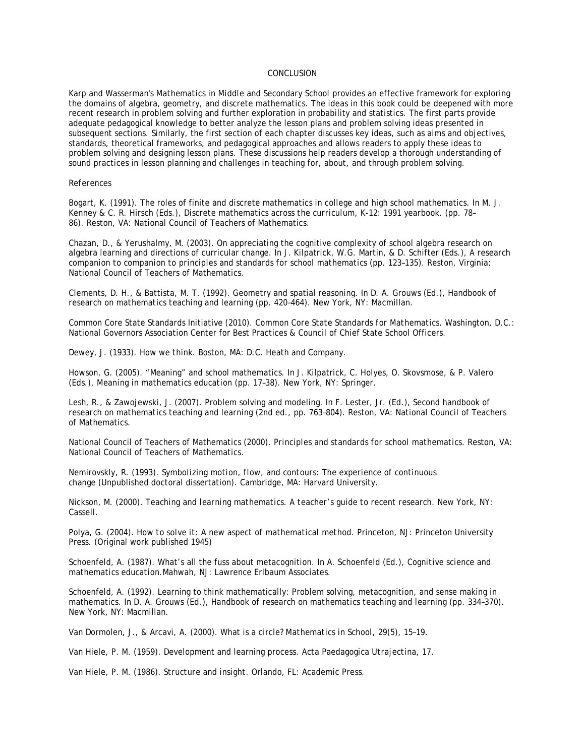## CONCLUSION

Karp and Wasserman's *Mathematics in Middle and Secondary School* provides an effective framework for exploring the domains of algebra, geometry, and discrete mathematics. The ideas in this book could be deepened with more recent research in problem solving and further exploration in probability and statistics. The first parts provide adequate pedagogical knowledge to better analyze the lesson plans and problem solving ideas presented in subsequent sections. Similarly, the first section of each chapter discusses key ideas, such as aims and objectives, standards, theoretical frameworks, and pedagogical approaches and allows readers to apply these ideas to problem solving and designing lesson plans. These discussions help readers develop a thorough understanding of sound practices in lesson planning and challenges in teaching for, about, and through problem solving.

### References

Bogart, K. (1991). The roles of finite and discrete mathematics in college and high school mathematics. In M. J. Kenney & C. R. Hirsch (Eds.), *Discrete mathematics across the curriculum, K-12: 1991 yearbook.* (pp. 78–86). Reston, VA: National Council of Teachers of Mathematics.

Chazan, D., & Yerushalmy, M. (2003). On appreciating the cognitive complexity of school algebra research on algebra learning and directions of curricular change. In J. Kilpatrick, W.G. Martin, & D. Schifter (Eds.), *A research companion to companion to principles and standards for school mathematics* (pp. 123–135). Reston, Virginia: National Council of Teachers of Mathematics.

Clements, D. H., & Battista, M. T. (1992). Geometry and spatial reasoning. In D. A. Grouws (Ed.), *Handbook of research on mathematics teaching and learning* (pp. 420–464). New York, NY: Macmillan.

Common Core State Standards Initiative (2010). *Common Core State Standards for Mathematics*. Washington, D.C.: National Governors Association Center for Best Practices & Council of Chief State School Officers.

Dewey, J. (1933). *How we think*. Boston, MA: D.C. Heath and Company.

Howson, G. (2005). "Meaning" and school mathematics. In J. Kilpatrick, C. Holyes, O. Skovsmose, & P. Valero (Eds.), *Meaning in mathematics education* (pp. 17–38). New York, NY: Springer.

Lesh, R., & Zawojewski, J. (2007). Problem solving and modeling. In F. Lester, Jr. (Ed.), *Second handbook of research on mathematics teaching and learning* (2nd ed., pp. 763–804). Reston, VA: National Council of Teachers of Mathematics.

National Council of Teachers of Mathematics (2000). *Principles and standards for school mathematics*. Reston, VA: National Council of Teachers of Mathematics.

Nemirovskly, R. (1993). *Symbolizing motion, flow, and contours: The experience of continuous change* (Unpublished doctoral dissertation). Cambridge, MA: Harvard University.

Nickson, M. (2000). *Teaching and learning mathematics. A teacher's guide to recent research*. New York, NY: Cassell.

Polya, G. (2004). *How to solve it: A new aspect of mathematical method*. Princeton, NJ: Princeton University Press. (Original work published 1945)

Schoenfeld, A. (1987). What's all the fuss about metacognition. In A. Schoenfeld (Ed.), *Cognitive science and mathematics education*.Mahwah, NJ: Lawrence Erlbaum Associates.

Schoenfeld, A. (1992). Learning to think mathematically: Problem solving, metacognition, and sense making in mathematics. In D. A. Grouws (Ed.), *Handbook of research on mathematics teaching and learning* (pp. 334–370). New York, NY: Macmillan.

Van Dormolen, J., & Arcavi, A. (2000). What is a circle? *Mathematics in School*, 29(5), 15–19.

Van Hiele, P. M. (1959). Development and learning process. *Acta Paedagogica Utrajectina*, 17.

Van Hiele, P. M. (1986). *Structure and insight*. Orlando, FL: Academic Press.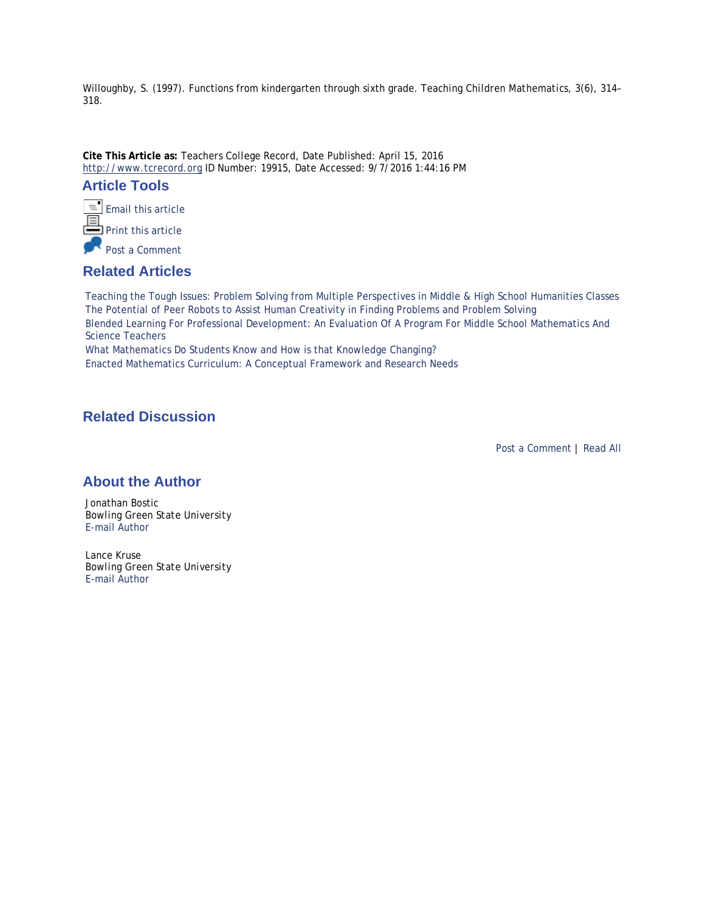Willoughby, S. (1997). Functions from kindergarten through sixth grade. *Teaching Children Mathematics*, 3(6), 314–318.

**Cite This Article as:** Teachers College Record, Date Published: April 15, 2016
http://www.tcrecord.org ID Number: 19915, Date Accessed: 9/7/2016 1:44:16 PM

## Article Tools

Email this article

Print this article

Post a Comment

## Related Articles

Teaching the Tough Issues: Problem Solving from Multiple Perspectives in Middle & High School Humanities Classes
The Potential of Peer Robots to Assist Human Creativity in Finding Problems and Problem Solving
Blended Learning For Professional Development: An Evaluation Of A Program For Middle School Mathematics And Science Teachers
What Mathematics Do Students Know and How is that Knowledge Changing?
Enacted Mathematics Curriculum: A Conceptual Framework and Research Needs

## Related Discussion

Post a Comment | Read All

## About the Author

Jonathan Bostic
Bowling Green State University
E-mail Author

Lance Kruse
Bowling Green State University
E-mail Author